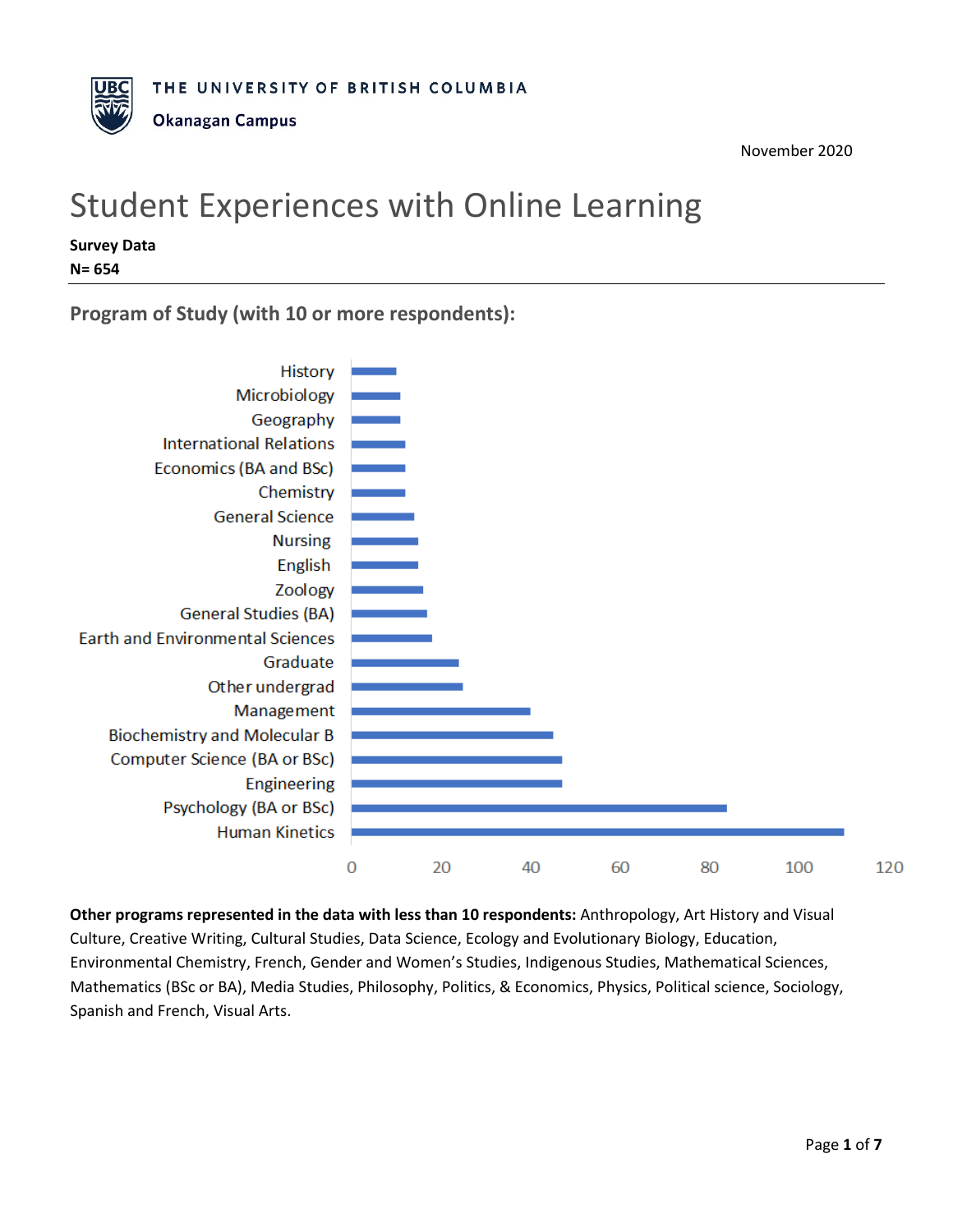THE UNIVERSITY OF BRITISH COLUMBIA

Okanagan Campus

November 2020

# Student Experiences with Online Learning

**Survey Data**

**N= 654**

## Program of Study (with 10 or more respondents):

History
Microbiology
Geography
International Relations
Economics (BA and BSc)
Chemistry
General Science
Nursing
English
Zoology
General Studies (BA)
Earth and Environmental Sciences
Graduate
Other undergrad
Management
Biochemistry and Molecular B
Computer Science (BA or BSc)
Engineering
Psychology (BA or BSc)
Human Kinetics

0 20 40 60 80 100 120

**Other programs represented in the data with less than 10 respondents:** Anthropology, Art History and Visual Culture, Creative Writing, Cultural Studies, Data Science, Ecology and Evolutionary Biology, Education, Environmental Chemistry, French, Gender and Women's Studies, Indigenous Studies, Mathematical Sciences, Mathematics (BSc or BA), Media Studies, Philosophy, Politics, & Economics, Physics, Political science, Sociology, Spanish and French, Visual Arts.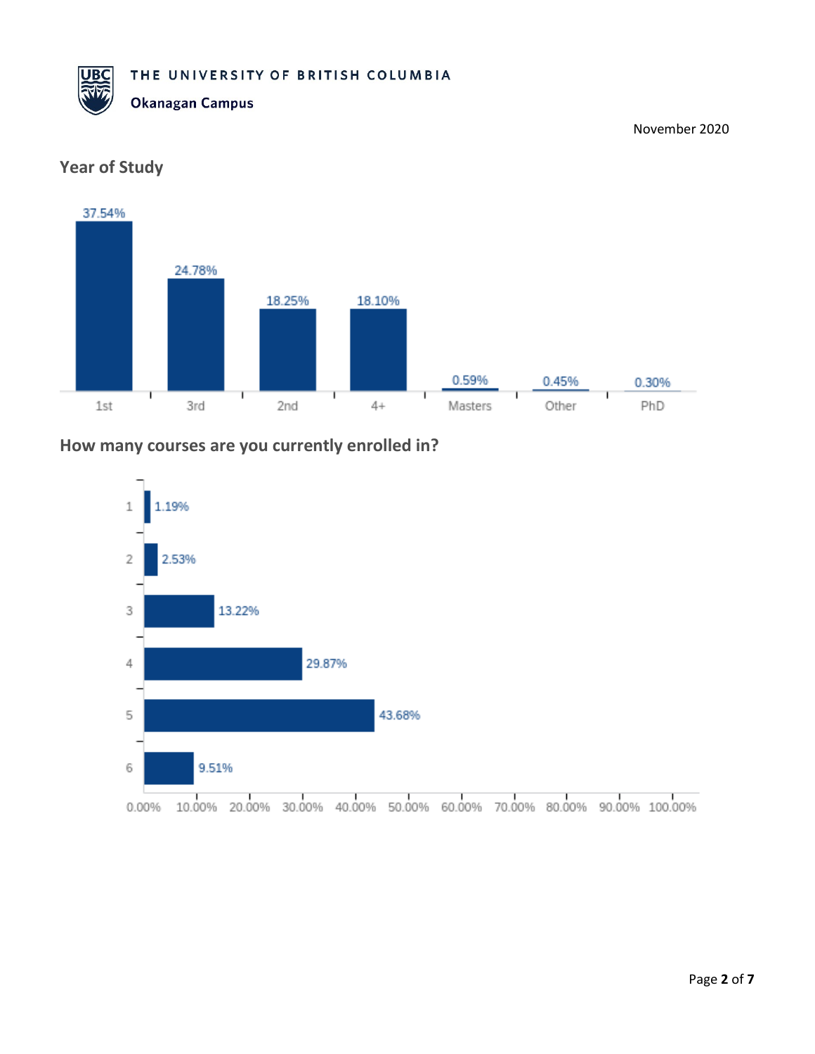November 2020

## Year of Study

| Year of Study | Percentage |
|---|---|
| 1st | 37.54% |
| 3rd | 24.78% |
| 2nd | 18.25% |
| 4+ | 18.10% |
| Masters | 0.59% |
| Other | 0.45% |
| PhD | 0.30% |

## How many courses are you currently enrolled in?

| Courses | Percentage |
|---|---|
| 1 | 1.19% |
| 2 | 2.53% |
| 3 | 13.22% |
| 4 | 29.87% |
| 5 | 43.68% |
| 6 | 9.51% |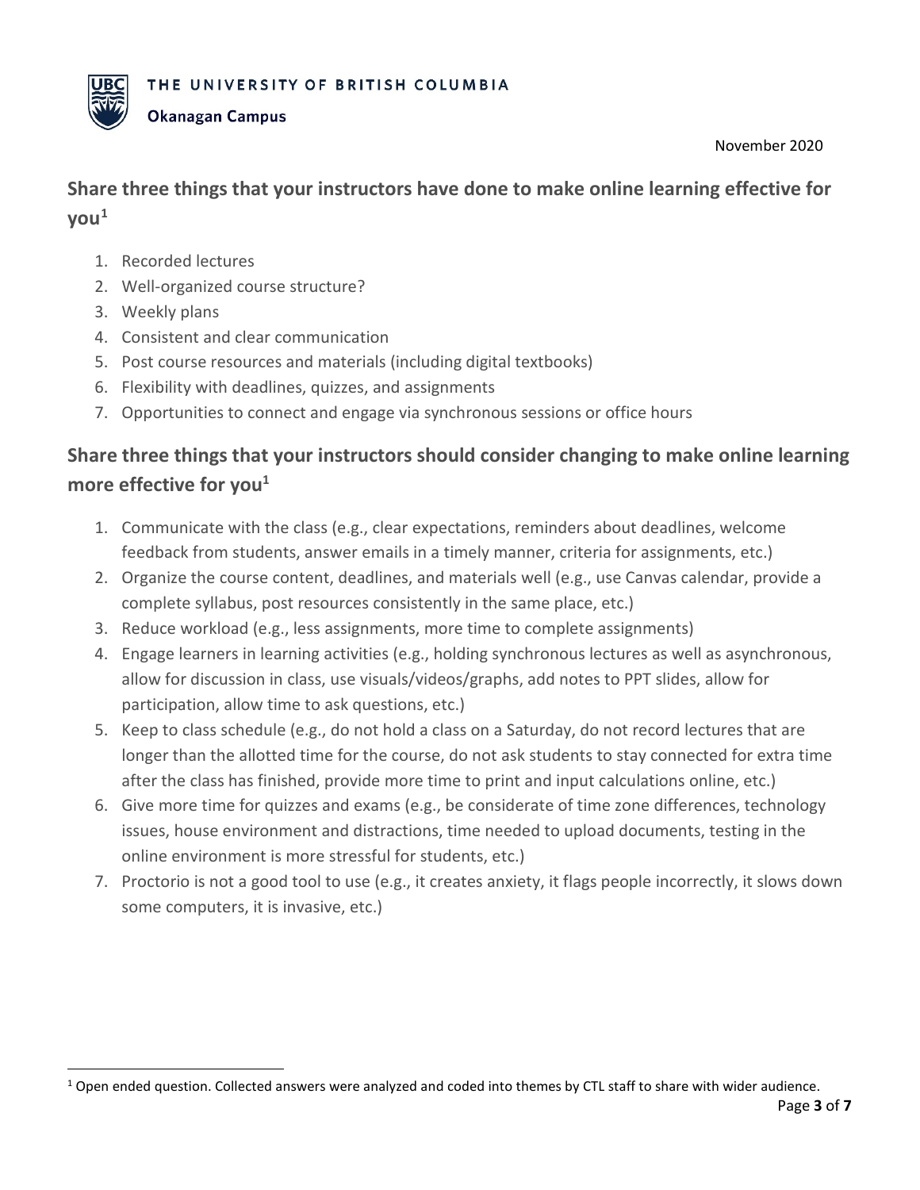November 2020

## Share three things that your instructors have done to make online learning effective for you[1]

1. Recorded lectures
2. Well-organized course structure?
3. Weekly plans
4. Consistent and clear communication
5. Post course resources and materials (including digital textbooks)
6. Flexibility with deadlines, quizzes, and assignments
7. Opportunities to connect and engage via synchronous sessions or office hours

## Share three things that your instructors should consider changing to make online learning more effective for you[1]

1. Communicate with the class (e.g., clear expectations, reminders about deadlines, welcome feedback from students, answer emails in a timely manner, criteria for assignments, etc.)
2. Organize the course content, deadlines, and materials well (e.g., use Canvas calendar, provide a complete syllabus, post resources consistently in the same place, etc.)
3. Reduce workload (e.g., less assignments, more time to complete assignments)
4. Engage learners in learning activities (e.g., holding synchronous lectures as well as asynchronous, allow for discussion in class, use visuals/videos/graphs, add notes to PPT slides, allow for participation, allow time to ask questions, etc.)
5. Keep to class schedule (e.g., do not hold a class on a Saturday, do not record lectures that are longer than the allotted time for the course, do not ask students to stay connected for extra time after the class has finished, provide more time to print and input calculations online, etc.)
6. Give more time for quizzes and exams (e.g., be considerate of time zone differences, technology issues, house environment and distractions, time needed to upload documents, testing in the online environment is more stressful for students, etc.)
7. Proctorio is not a good tool to use (e.g., it creates anxiety, it flags people incorrectly, it slows down some computers, it is invasive, etc.)

[1] Open ended question. Collected answers were analyzed and coded into themes by CTL staff to share with wider audience.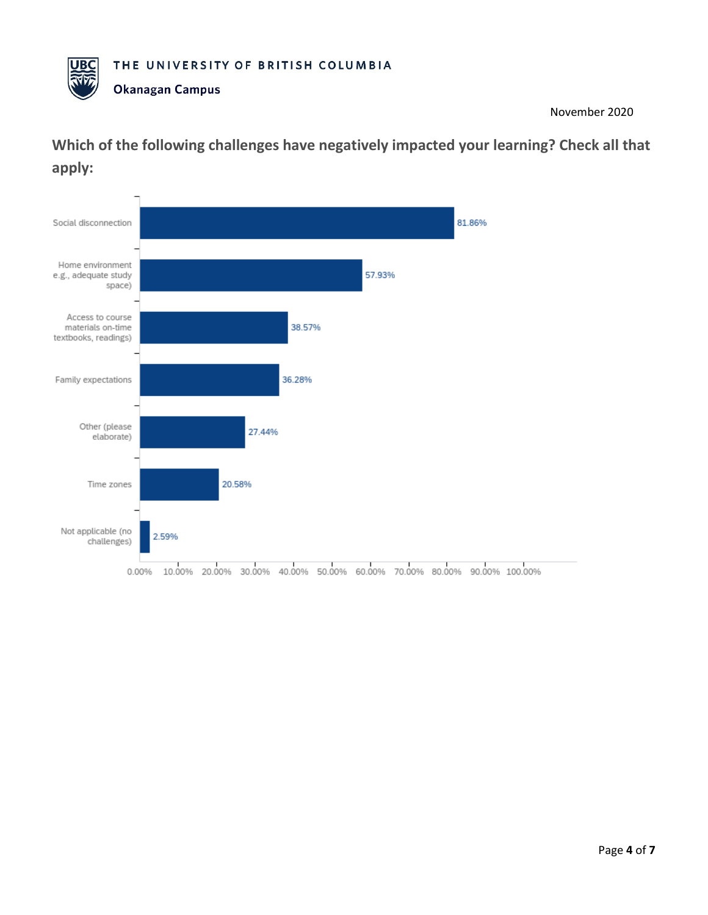THE UNIVERSITY OF BRITISH COLUMBIA

Okanagan Campus

November 2020

## Which of the following challenges have negatively impacted your learning? Check all that apply:

| Challenge | Percentage |
|---|---|
| Social disconnection | 81.86% |
| Home environment e.g., adequate study space) | 57.93% |
| Access to course materials on-time textbooks, readings) | 38.57% |
| Family expectations | 36.28% |
| Other (please elaborate) | 27.44% |
| Time zones | 20.58% |
| Not applicable (no challenges) | 2.59% |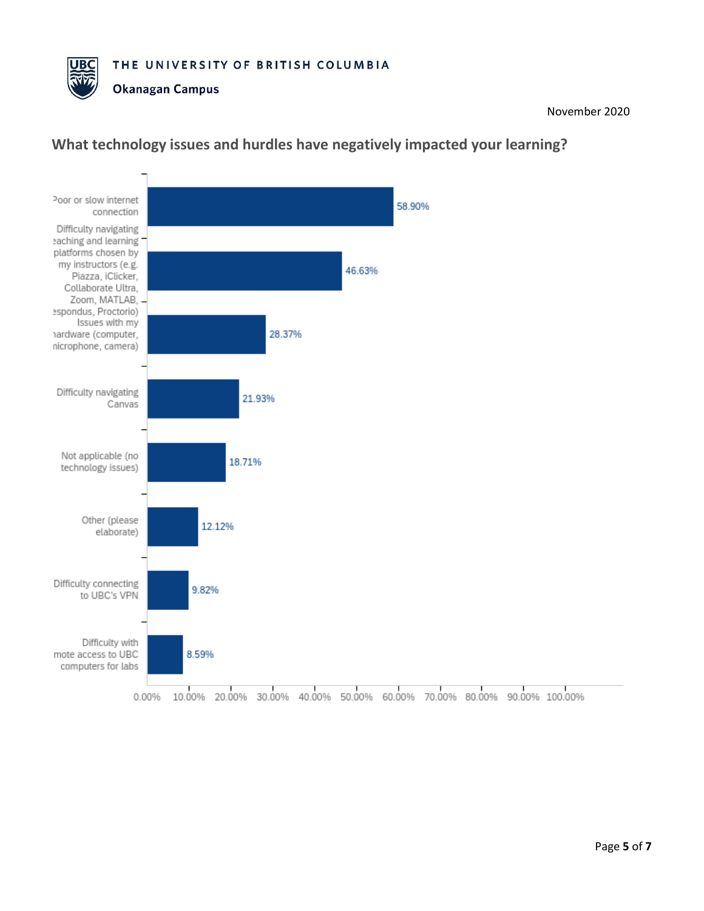## What technology issues and hurdles have negatively impacted your learning?

| Response | Percentage |
| --- | --- |
| Poor or slow internet connection | 58.90% |
| Difficulty navigating teaching and learning platforms chosen by my instructors (e.g. Piazza, iClicker, Collaborate Ultra, Zoom, MATLAB, Respondus, Proctorio) | 46.63% |
| Issues with my hardware (computer, microphone, camera) | 28.37% |
| Difficulty navigating Canvas | 21.93% |
| Not applicable (no technology issues) | 18.71% |
| Other (please elaborate) | 12.12% |
| Difficulty connecting to UBC's VPN | 9.82% |
| Difficulty with remote access to UBC computers for labs | 8.59% |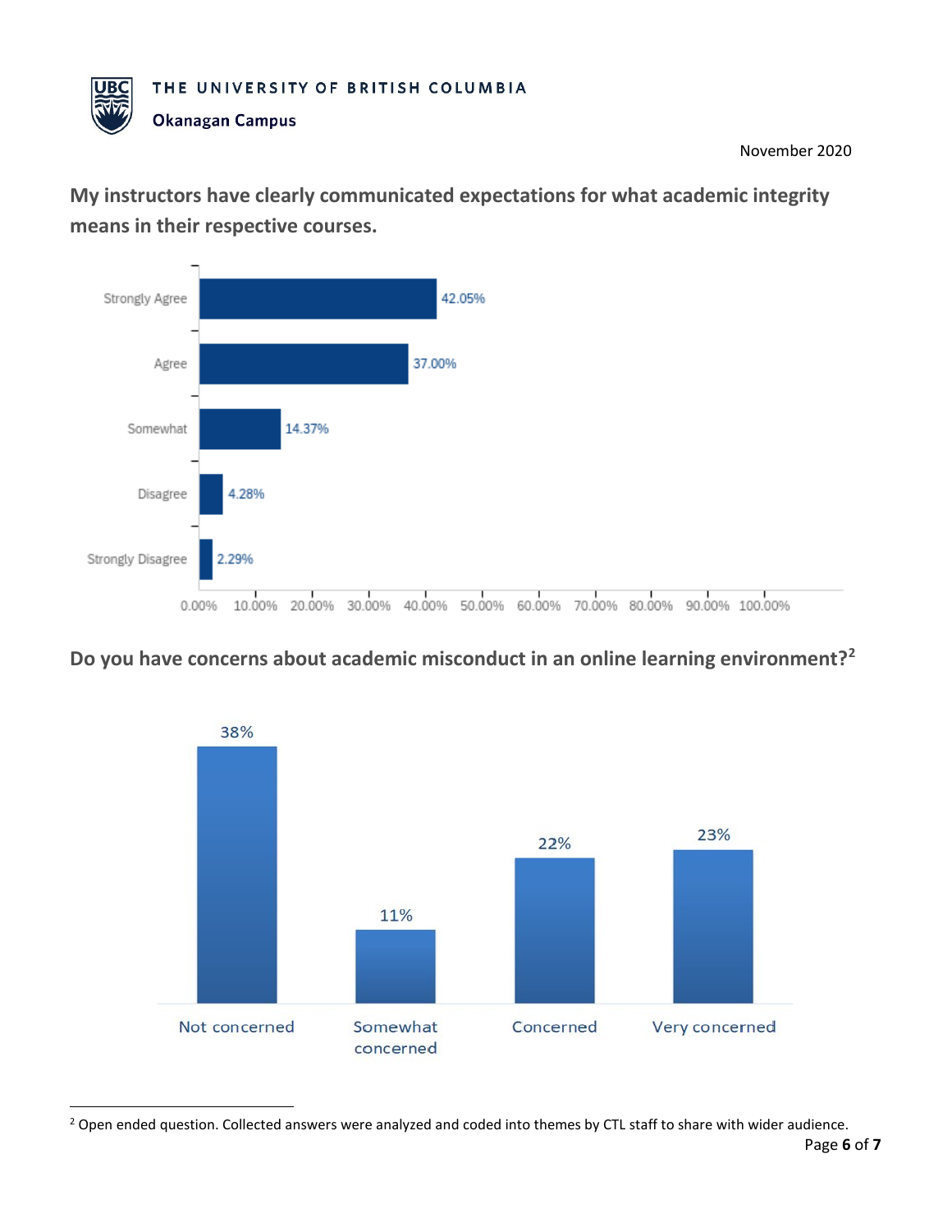**My instructors have clearly communicated expectations for what academic integrity means in their respective courses.**

| Response | Percentage |
|---|---|
| Strongly Agree | 42.05% |
| Agree | 37.00% |
| Somewhat | 14.37% |
| Disagree | 4.28% |
| Strongly Disagree | 2.29% |

**Do you have concerns about academic misconduct in an online learning environment?[2]**

| Response | Percentage |
|---|---|
| Not concerned | 38% |
| Somewhat concerned | 11% |
| Concerned | 22% |
| Very concerned | 23% |

[2] Open ended question. Collected answers were analyzed and coded into themes by CTL staff to share with wider audience.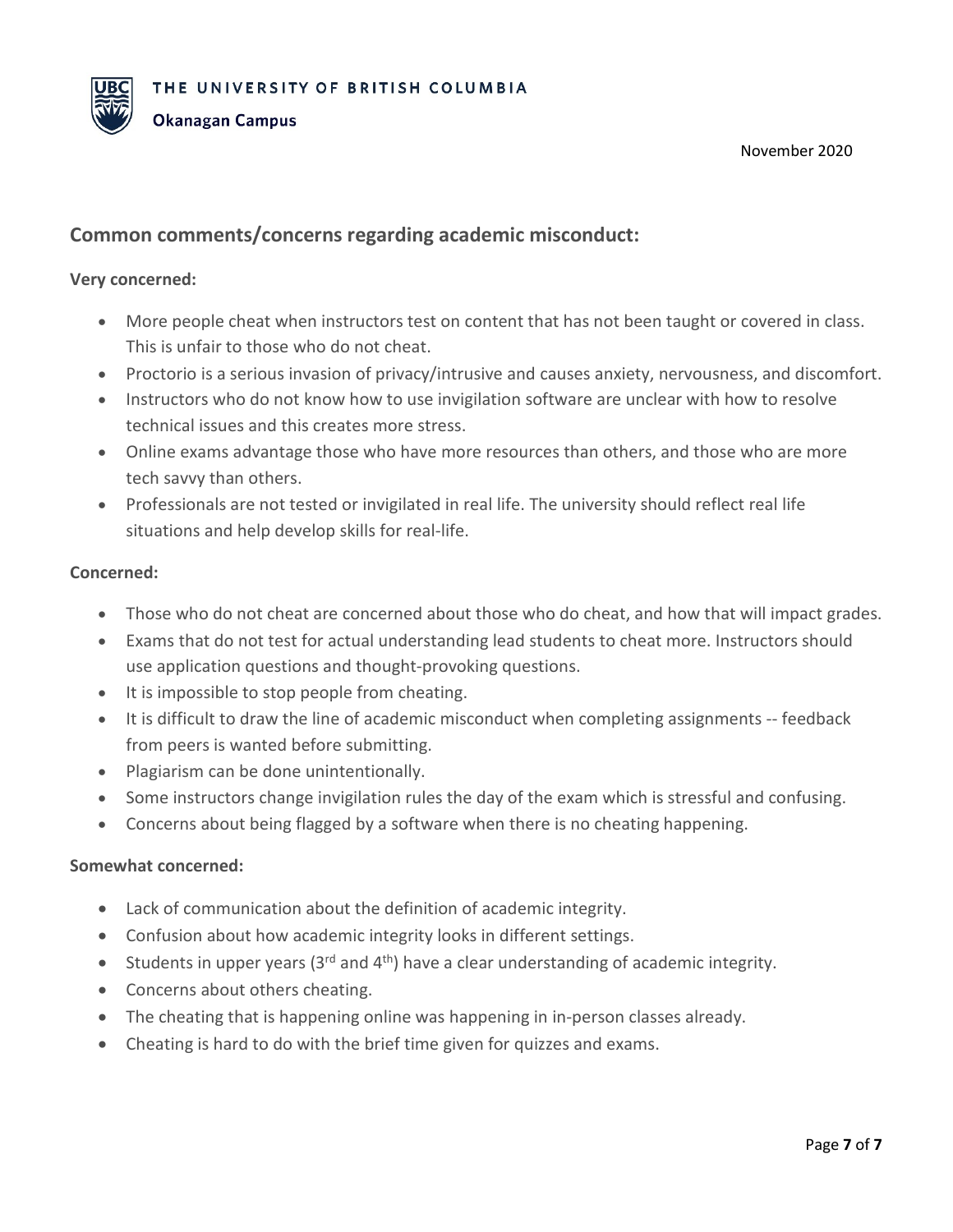November 2020

## Common comments/concerns regarding academic misconduct:

**Very concerned:**

- More people cheat when instructors test on content that has not been taught or covered in class. This is unfair to those who do not cheat.
- Proctorio is a serious invasion of privacy/intrusive and causes anxiety, nervousness, and discomfort.
- Instructors who do not know how to use invigilation software are unclear with how to resolve technical issues and this creates more stress.
- Online exams advantage those who have more resources than others, and those who are more tech savvy than others.
- Professionals are not tested or invigilated in real life. The university should reflect real life situations and help develop skills for real-life.

**Concerned:**

- Those who do not cheat are concerned about those who do cheat, and how that will impact grades.
- Exams that do not test for actual understanding lead students to cheat more. Instructors should use application questions and thought-provoking questions.
- It is impossible to stop people from cheating.
- It is difficult to draw the line of academic misconduct when completing assignments -- feedback from peers is wanted before submitting.
- Plagiarism can be done unintentionally.
- Some instructors change invigilation rules the day of the exam which is stressful and confusing.
- Concerns about being flagged by a software when there is no cheating happening.

**Somewhat concerned:**

- Lack of communication about the definition of academic integrity.
- Confusion about how academic integrity looks in different settings.
- Students in upper years (3rd and 4th) have a clear understanding of academic integrity.
- Concerns about others cheating.
- The cheating that is happening online was happening in in-person classes already.
- Cheating is hard to do with the brief time given for quizzes and exams.